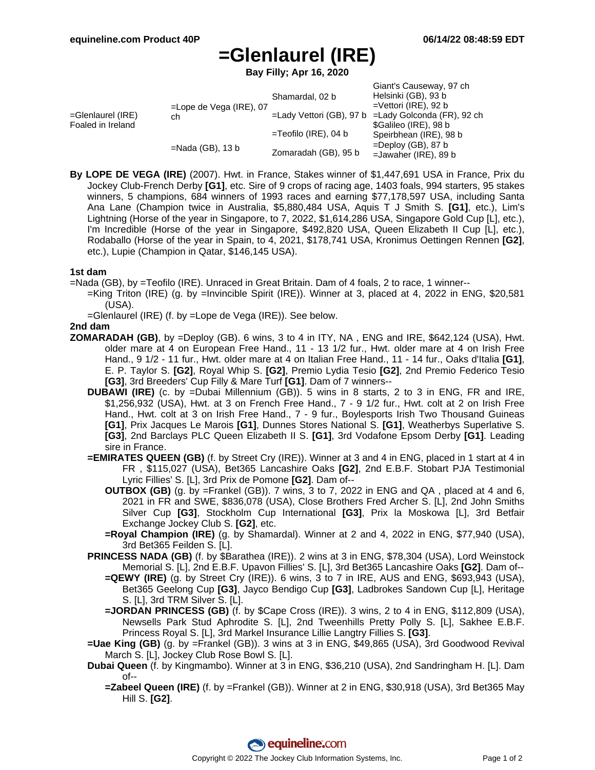# =Glenlaurel (IRE)

**Bay Filly; Apr 16, 2020**

| | | | |
|---|---|---|---|
| =Glenlaurel (IRE) Foaled in Ireland | =Lope de Vega (IRE), 07 ch | Shamardal, 02 b | Giant's Causeway, 97 ch |
| | | | Helsinki (GB), 93 b |
| | | =Lady Vettori (GB), 97 b | =Vettori (IRE), 92 b |
| | | | =Lady Golconda (FR), 92 ch |
| | =Nada (GB), 13 b | =Teofilo (IRE), 04 b | $Galileo (IRE), 98 b |
| | | | Speirbhean (IRE), 98 b |
| | | Zomaradah (GB), 95 b | =Deploy (GB), 87 b |
| | | | =Jawaher (IRE), 89 b |

**By LOPE DE VEGA (IRE)** (2007). Hwt. in France, Stakes winner of $1,447,691 USA in France, Prix du Jockey Club-French Derby **[G1]**, etc. Sire of 9 crops of racing age, 1403 foals, 994 starters, 95 stakes winners, 5 champions, 684 winners of 1993 races and earning $77,178,597 USA, including Santa Ana Lane (Champion twice in Australia, $5,880,484 USA, Aquis T J Smith S. **[G1]**, etc.), Lim's Lightning (Horse of the year in Singapore, to 7, 2022, $1,614,286 USA, Singapore Gold Cup [L], etc.), I'm Incredible (Horse of the year in Singapore, $492,820 USA, Queen Elizabeth II Cup [L], etc.), Rodaballo (Horse of the year in Spain, to 4, 2021, $178,741 USA, Kronimus Oettingen Rennen **[G2]**, etc.), Lupie (Champion in Qatar, $146,145 USA).

**1st dam**

=Nada (GB), by =Teofilo (IRE). Unraced in Great Britain. Dam of 4 foals, 2 to race, 1 winner--

- =King Triton (IRE) (g. by =Invincible Spirit (IRE)). Winner at 3, placed at 4, 2022 in ENG, $20,581 (USA).
- =Glenlaurel (IRE) (f. by =Lope de Vega (IRE)). See below.

**2nd dam**

**ZOMARADAH (GB)**, by =Deploy (GB). 6 wins, 3 to 4 in ITY, NA , ENG and IRE, $642,124 (USA), Hwt. older mare at 4 on European Free Hand., 11 - 13 1/2 fur., Hwt. older mare at 4 on Irish Free Hand., 9 1/2 - 11 fur., Hwt. older mare at 4 on Italian Free Hand., 11 - 14 fur., Oaks d'Italia **[G1]**, E. P. Taylor S. **[G2]**, Royal Whip S. **[G2]**, Premio Lydia Tesio **[G2]**, 2nd Premio Federico Tesio **[G3]**, 3rd Breeders' Cup Filly & Mare Turf **[G1]**. Dam of 7 winners--

- **DUBAWI (IRE)** (c. by =Dubai Millennium (GB)). 5 wins in 8 starts, 2 to 3 in ENG, FR and IRE, $1,256,932 (USA), Hwt. at 3 on French Free Hand., 7 - 9 1/2 fur., Hwt. colt at 2 on Irish Free Hand., Hwt. colt at 3 on Irish Free Hand., 7 - 9 fur., Boylesports Irish Two Thousand Guineas **[G1]**, Prix Jacques Le Marois **[G1]**, Dunnes Stores National S. **[G1]**, Weatherbys Superlative S. **[G3]**, 2nd Barclays PLC Queen Elizabeth II S. **[G1]**, 3rd Vodafone Epsom Derby **[G1]**. Leading sire in France.
- **=EMIRATES QUEEN (GB)** (f. by Street Cry (IRE)). Winner at 3 and 4 in ENG, placed in 1 start at 4 in FR , $115,027 (USA), Bet365 Lancashire Oaks **[G2]**, 2nd E.B.F. Stobart PJA Testimonial Lyric Fillies' S. [L], 3rd Prix de Pomone **[G2]**. Dam of--
  - **OUTBOX (GB)** (g. by =Frankel (GB)). 7 wins, 3 to 7, 2022 in ENG and QA , placed at 4 and 6, 2021 in FR and SWE, $836,078 (USA), Close Brothers Fred Archer S. [L], 2nd John Smiths Silver Cup **[G3]**, Stockholm Cup International **[G3]**, Prix la Moskowa [L], 3rd Betfair Exchange Jockey Club S. **[G2]**, etc.
  - **=Royal Champion (IRE)** (g. by Shamardal). Winner at 2 and 4, 2022 in ENG, $77,940 (USA), 3rd Bet365 Feilden S. [L].
- **PRINCESS NADA (GB)** (f. by $Barathea (IRE)). 2 wins at 3 in ENG, $78,304 (USA), Lord Weinstock Memorial S. [L], 2nd E.B.F. Upavon Fillies' S. [L], 3rd Bet365 Lancashire Oaks **[G2]**. Dam of--
  - **=QEWY (IRE)** (g. by Street Cry (IRE)). 6 wins, 3 to 7 in IRE, AUS and ENG, $693,943 (USA), Bet365 Geelong Cup **[G3]**, Jayco Bendigo Cup **[G3]**, Ladbrokes Sandown Cup [L], Heritage S. [L], 3rd TRM Silver S. [L].
  - **=JORDAN PRINCESS (GB)** (f. by $Cape Cross (IRE)). 3 wins, 2 to 4 in ENG, $112,809 (USA), Newsells Park Stud Aphrodite S. [L], 2nd Tweenhills Pretty Polly S. [L], Sakhee E.B.F. Princess Royal S. [L], 3rd Markel Insurance Lillie Langtry Fillies S. **[G3]**.
- **=Uae King (GB)** (g. by =Frankel (GB)). 3 wins at 3 in ENG, $49,865 (USA), 3rd Goodwood Revival March S. [L], Jockey Club Rose Bowl S. [L].
- **Dubai Queen** (f. by Kingmambo). Winner at 3 in ENG, $36,210 (USA), 2nd Sandringham H. [L]. Dam of--
  - **=Zabeel Queen (IRE)** (f. by =Frankel (GB)). Winner at 2 in ENG, $30,918 (USA), 3rd Bet365 May Hill S. **[G2]**.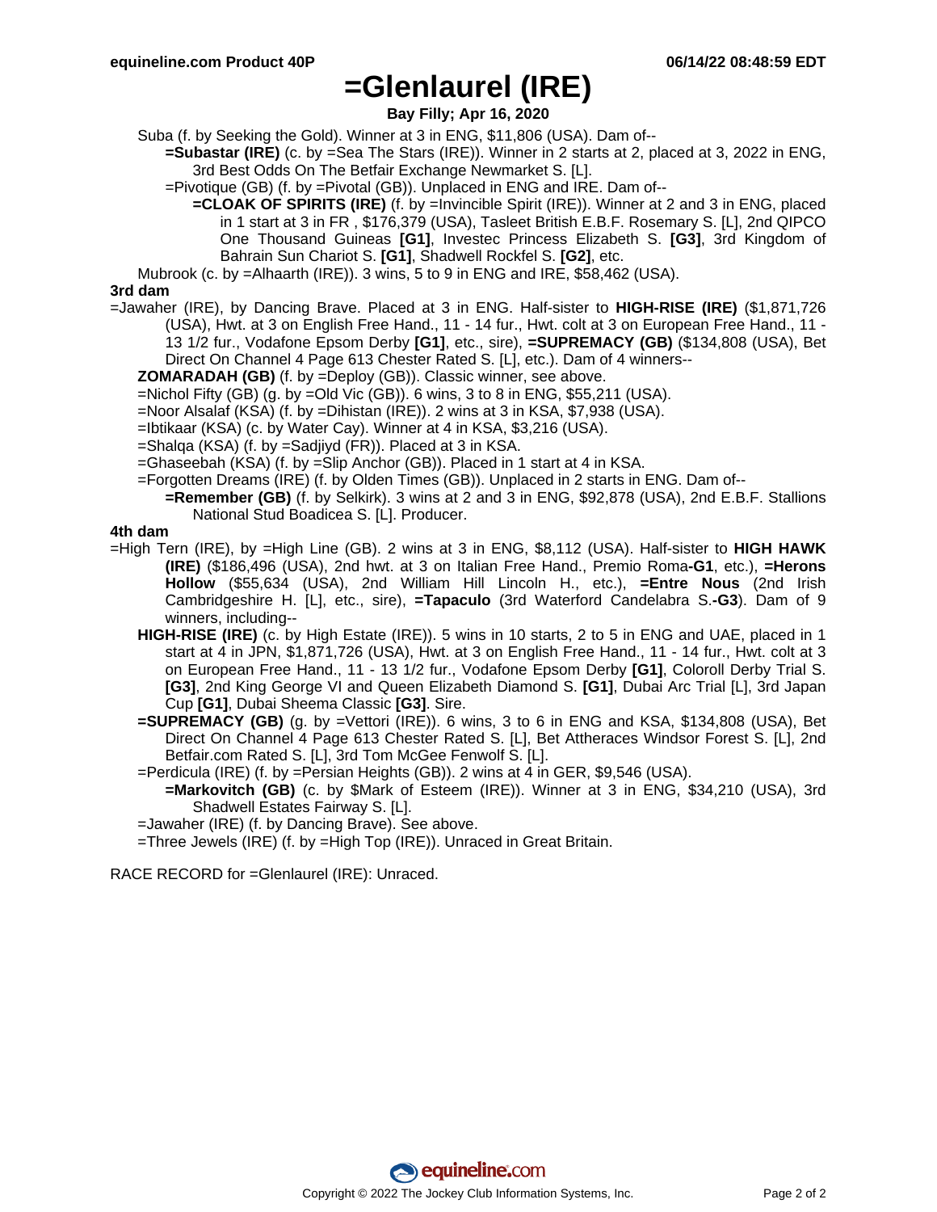# =Glenlaurel (IRE)

**Bay Filly; Apr 16, 2020**

Suba (f. by Seeking the Gold). Winner at 3 in ENG, $11,806 (USA). Dam of--

**=Subastar (IRE)** (c. by =Sea The Stars (IRE)). Winner in 2 starts at 2, placed at 3, 2022 in ENG, 3rd Best Odds On The Betfair Exchange Newmarket S. [L].

=Pivotique (GB) (f. by =Pivotal (GB)). Unplaced in ENG and IRE. Dam of--

**=CLOAK OF SPIRITS (IRE)** (f. by =Invincible Spirit (IRE)). Winner at 2 and 3 in ENG, placed in 1 start at 3 in FR , $176,379 (USA), Tasleet British E.B.F. Rosemary S. [L], 2nd QIPCO One Thousand Guineas **[G1]**, Investec Princess Elizabeth S. **[G3]**, 3rd Kingdom of Bahrain Sun Chariot S. **[G1]**, Shadwell Rockfel S. **[G2]**, etc.

Mubrook (c. by =Alhaarth (IRE)). 3 wins, 5 to 9 in ENG and IRE, $58,462 (USA).

### 3rd dam

=Jawaher (IRE), by Dancing Brave. Placed at 3 in ENG. Half-sister to **HIGH-RISE (IRE)** ($1,871,726 (USA), Hwt. at 3 on English Free Hand., 11 - 14 fur., Hwt. colt at 3 on European Free Hand., 11 - 13 1/2 fur., Vodafone Epsom Derby **[G1]**, etc., sire), **=SUPREMACY (GB)** ($134,808 (USA), Bet Direct On Channel 4 Page 613 Chester Rated S. [L], etc.). Dam of 4 winners--

**ZOMARADAH (GB)** (f. by =Deploy (GB)). Classic winner, see above.

=Nichol Fifty (GB) (g. by =Old Vic (GB)). 6 wins, 3 to 8 in ENG, $55,211 (USA).

=Noor Alsalaf (KSA) (f. by =Dihistan (IRE)). 2 wins at 3 in KSA, $7,938 (USA).

=Ibtikaar (KSA) (c. by Water Cay). Winner at 4 in KSA, $3,216 (USA).

=Shalqa (KSA) (f. by =Sadjiyd (FR)). Placed at 3 in KSA.

=Ghaseebah (KSA) (f. by =Slip Anchor (GB)). Placed in 1 start at 4 in KSA.

=Forgotten Dreams (IRE) (f. by Olden Times (GB)). Unplaced in 2 starts in ENG. Dam of--

**=Remember (GB)** (f. by Selkirk). 3 wins at 2 and 3 in ENG, $92,878 (USA), 2nd E.B.F. Stallions National Stud Boadicea S. [L]. Producer.

### 4th dam

=High Tern (IRE), by =High Line (GB). 2 wins at 3 in ENG, $8,112 (USA). Half-sister to **HIGH HAWK (IRE)** ($186,496 (USA), 2nd hwt. at 3 on Italian Free Hand., Premio Roma-**G1**, etc.), **=Herons Hollow** ($55,634 (USA), 2nd William Hill Lincoln H., etc.), **=Entre Nous** (2nd Irish Cambridgeshire H. [L], etc., sire), **=Tapaculo** (3rd Waterford Candelabra S.-**G3**). Dam of 9 winners, including--

**HIGH-RISE (IRE)** (c. by High Estate (IRE)). 5 wins in 10 starts, 2 to 5 in ENG and UAE, placed in 1 start at 4 in JPN, $1,871,726 (USA), Hwt. at 3 on English Free Hand., 11 - 14 fur., Hwt. colt at 3 on European Free Hand., 11 - 13 1/2 fur., Vodafone Epsom Derby **[G1]**, Coloroll Derby Trial S. **[G3]**, 2nd King George VI and Queen Elizabeth Diamond S. **[G1]**, Dubai Arc Trial [L], 3rd Japan Cup **[G1]**, Dubai Sheema Classic **[G3]**. Sire.

**=SUPREMACY (GB)** (g. by =Vettori (IRE)). 6 wins, 3 to 6 in ENG and KSA, $134,808 (USA), Bet Direct On Channel 4 Page 613 Chester Rated S. [L], Bet Attheraces Windsor Forest S. [L], 2nd Betfair.com Rated S. [L], 3rd Tom McGee Fenwolf S. [L].

=Perdicula (IRE) (f. by =Persian Heights (GB)). 2 wins at 4 in GER, $9,546 (USA).

**=Markovitch (GB)** (c. by $Mark of Esteem (IRE)). Winner at 3 in ENG, $34,210 (USA), 3rd Shadwell Estates Fairway S. [L].

=Jawaher (IRE) (f. by Dancing Brave). See above.

=Three Jewels (IRE) (f. by =High Top (IRE)). Unraced in Great Britain.

RACE RECORD for =Glenlaurel (IRE): Unraced.